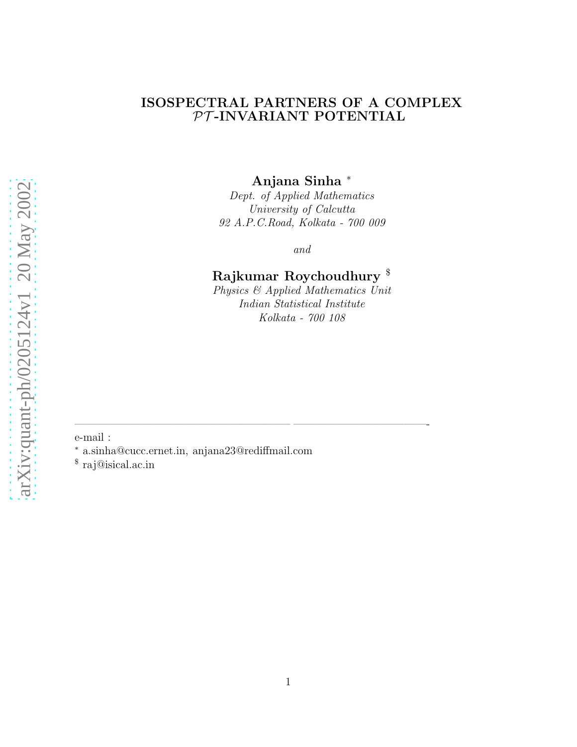# ISOSPECTRAL PARTNERS OF A COMPLEX $\mathcal{PT}$-INVARIANT POTENTIAL

**Anjana Sinha** [*]

*Dept. of Applied Mathematics*
*University of Calcutta*
*92 A.P.C.Road, Kolkata - 700 009*

*and*

**Rajkumar Roychoudhury** [$]

*Physics & Applied Mathematics Unit*
*Indian Statistical Institute*
*Kolkata - 700 108*

---

e-mail :

[*] a.sinha@cucc.ernet.in, anjana23@rediffmail.com

[$] raj@isical.ac.in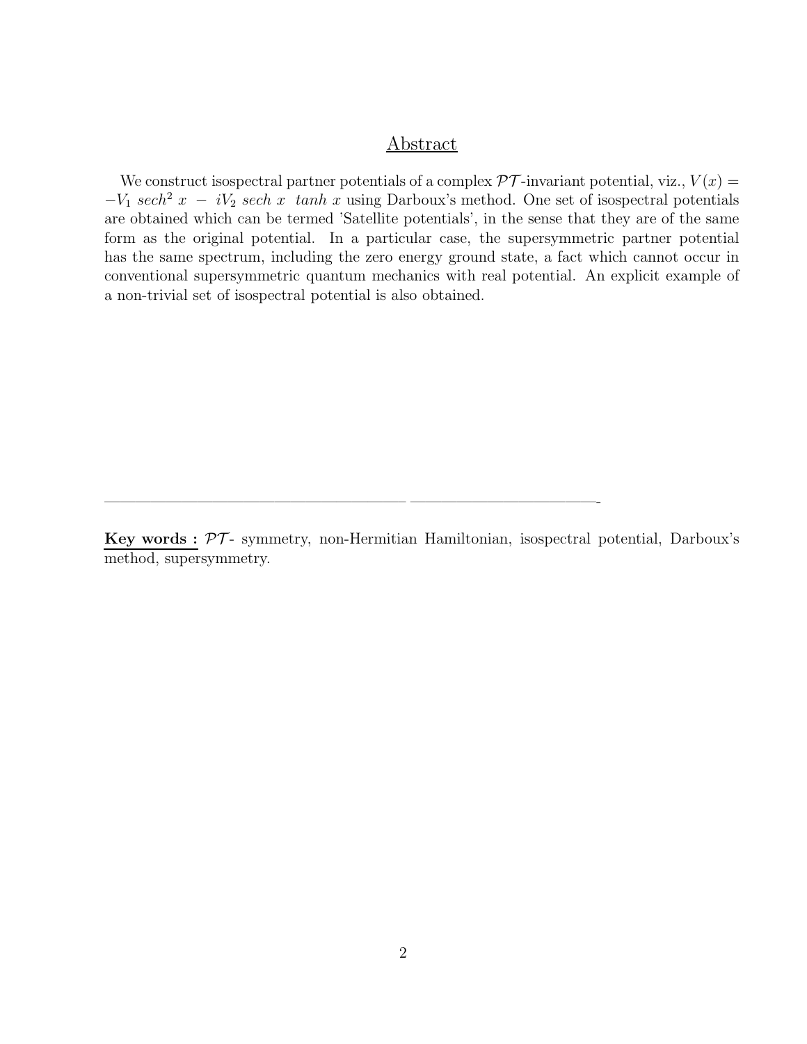## Abstract

We construct isospectral partner potentials of a complex $\mathcal{PT}$-invariant potential, viz., $V(x) = -V_1\ sech^2\ x\ -\ iV_2\ sech\ x\ \ tanh\ x$ using Darboux's method. One set of isospectral potentials are obtained which can be termed 'Satellite potentials', in the sense that they are of the same form as the original potential. In a particular case, the supersymmetric partner potential has the same spectrum, including the zero energy ground state, a fact which cannot occur in conventional supersymmetric quantum mechanics with real potential. An explicit example of a non-trivial set of isospectral potential is also obtained.

---

**Key words :** $\mathcal{PT}$- symmetry, non-Hermitian Hamiltonian, isospectral potential, Darboux's method, supersymmetry.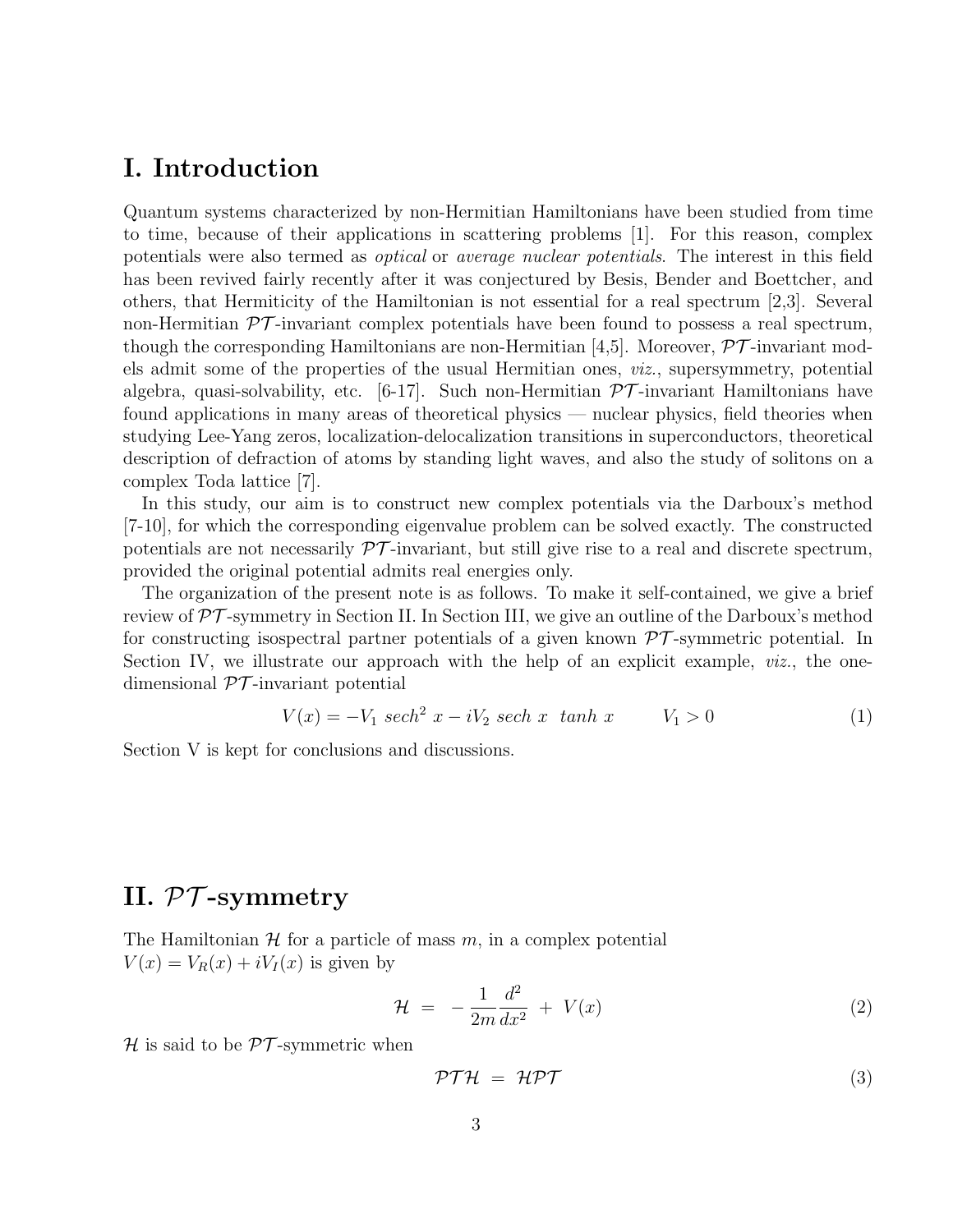# I. Introduction

Quantum systems characterized by non-Hermitian Hamiltonians have been studied from time to time, because of their applications in scattering problems [1]. For this reason, complex potentials were also termed as *optical* or *average nuclear potentials*. The interest in this field has been revived fairly recently after it was conjectured by Besis, Bender and Boettcher, and others, that Hermiticity of the Hamiltonian is not essential for a real spectrum [2,3]. Several non-Hermitian $\mathcal{PT}$-invariant complex potentials have been found to possess a real spectrum, though the corresponding Hamiltonians are non-Hermitian [4,5]. Moreover, $\mathcal{PT}$-invariant models admit some of the properties of the usual Hermitian ones, *viz.*, supersymmetry, potential algebra, quasi-solvability, etc. [6-17]. Such non-Hermitian $\mathcal{PT}$-invariant Hamiltonians have found applications in many areas of theoretical physics — nuclear physics, field theories when studying Lee-Yang zeros, localization-delocalization transitions in superconductors, theoretical description of defraction of atoms by standing light waves, and also the study of solitons on a complex Toda lattice [7].

In this study, our aim is to construct new complex potentials via the Darboux's method [7-10], for which the corresponding eigenvalue problem can be solved exactly. The constructed potentials are not necessarily $\mathcal{PT}$-invariant, but still give rise to a real and discrete spectrum, provided the original potential admits real energies only.

The organization of the present note is as follows. To make it self-contained, we give a brief review of $\mathcal{PT}$-symmetry in Section II. In Section III, we give an outline of the Darboux's method for constructing isospectral partner potentials of a given known $\mathcal{PT}$-symmetric potential. In Section IV, we illustrate our approach with the help of an explicit example, *viz.*, the one-dimensional $\mathcal{PT}$-invariant potential

$$V(x) = -V_1 \; sech^2 \; x - iV_2 \; sech \; x \;\; tanh \; x \qquad V_1 > 0 \tag{1}$$

Section V is kept for conclusions and discussions.

# II. $\mathcal{PT}$-symmetry

The Hamiltonian $\mathcal{H}$ for a particle of mass $m$, in a complex potential $V(x) = V_R(x) + iV_I(x)$ is given by

$$\mathcal{H} \;=\; -\frac{1}{2m}\frac{d^2}{dx^2} \;+\; V(x) \tag{2}$$

$\mathcal{H}$ is said to be $\mathcal{PT}$-symmetric when

$$\mathcal{PTH} \;=\; \mathcal{HPT} \tag{3}$$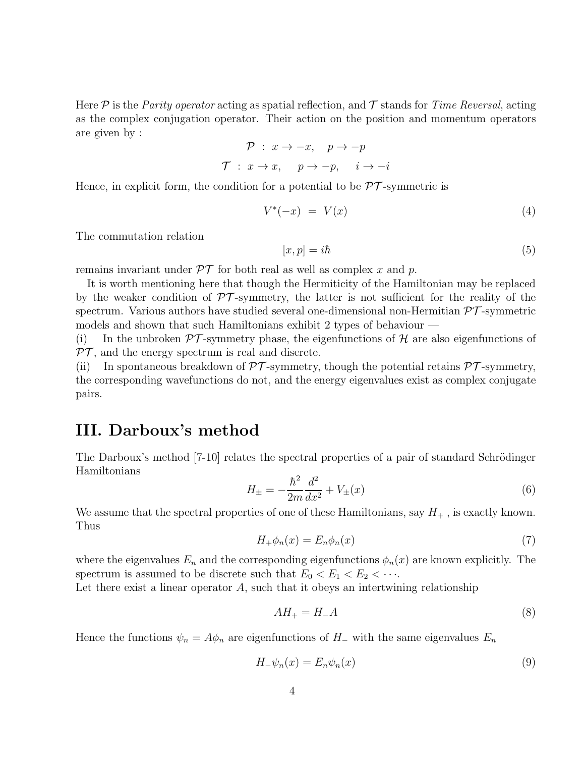Here $\mathcal{P}$ is the *Parity operator* acting as spatial reflection, and $\mathcal{T}$ stands for *Time Reversal*, acting as the complex conjugation operator. Their action on the position and momentum operators are given by :

$$\mathcal{P} \;:\; x \to -x, \quad p \to -p$$

$$\mathcal{T} \;:\; x \to x, \quad p \to -p, \quad i \to -i$$

Hence, in explicit form, the condition for a potential to be $\mathcal{PT}$-symmetric is

$$V^*(-x) \;=\; V(x) \tag{4}$$

The commutation relation

$$[x, p] = i\hbar \tag{5}$$

remains invariant under $\mathcal{PT}$ for both real as well as complex $x$ and $p$.

It is worth mentioning here that though the Hermiticity of the Hamiltonian may be replaced by the weaker condition of $\mathcal{PT}$-symmetry, the latter is not sufficient for the reality of the spectrum. Various authors have studied several one-dimensional non-Hermitian $\mathcal{PT}$-symmetric models and shown that such Hamiltonians exhibit 2 types of behaviour —

(i) In the unbroken $\mathcal{PT}$-symmetry phase, the eigenfunctions of $\mathcal{H}$ are also eigenfunctions of $\mathcal{PT}$, and the energy spectrum is real and discrete.

(ii) In spontaneous breakdown of $\mathcal{PT}$-symmetry, though the potential retains $\mathcal{PT}$-symmetry, the corresponding wavefunctions do not, and the energy eigenvalues exist as complex conjugate pairs.

# III. Darboux's method

The Darboux's method [7-10] relates the spectral properties of a pair of standard Schrödinger Hamiltonians

$$H_{\pm} = -\frac{\hbar^2}{2m}\frac{d^2}{dx^2} + V_{\pm}(x) \tag{6}$$

We assume that the spectral properties of one of these Hamiltonians, say $H_+$ , is exactly known. Thus

$$H_+\phi_n(x) = E_n\phi_n(x) \tag{7}$$

where the eigenvalues $E_n$ and the corresponding eigenfunctions $\phi_n(x)$ are known explicitly. The spectrum is assumed to be discrete such that $E_0 < E_1 < E_2 < \cdots$.

Let there exist a linear operator $A$, such that it obeys an intertwining relationship

$$AH_+ = H_-A \tag{8}$$

Hence the functions $\psi_n = A\phi_n$ are eigenfunctions of $H_-$ with the same eigenvalues $E_n$

$$H_-\psi_n(x) = E_n\psi_n(x) \tag{9}$$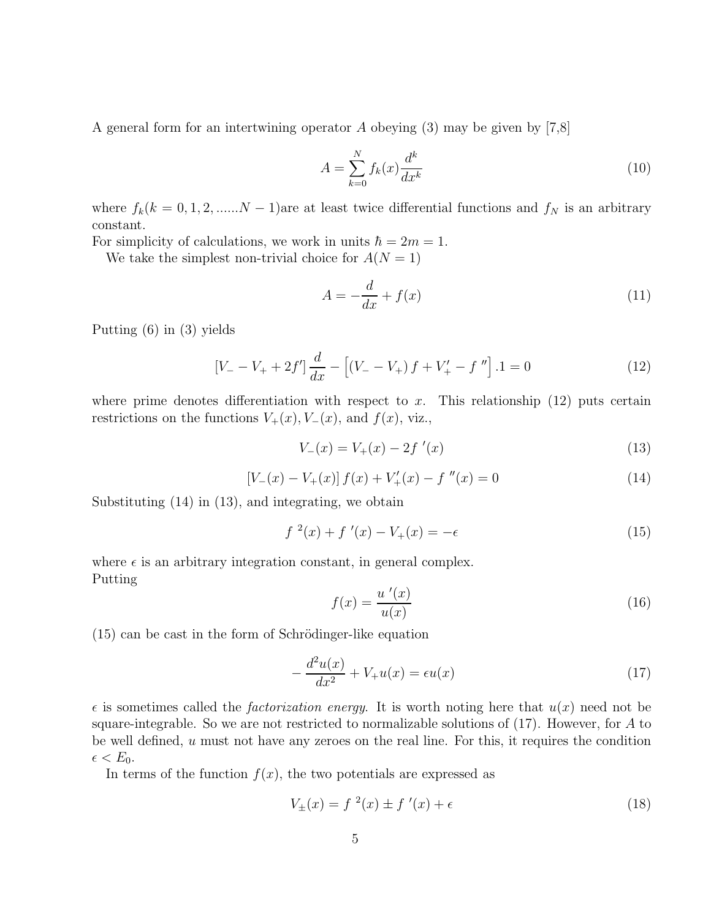A general form for an intertwining operator $A$ obeying (3) may be given by [7,8]

$$A = \sum_{k=0}^{N} f_k(x) \frac{d^k}{dx^k} \tag{10}$$

where $f_k(k = 0, 1, 2, ......N - 1)$are at least twice differential functions and $f_N$ is an arbitrary constant.
For simplicity of calculations, we work in units $\hbar = 2m = 1$.

We take the simplest non-trivial choice for $A(N = 1)$

$$A = -\frac{d}{dx} + f(x) \tag{11}$$

Putting (6) in (3) yields

$$[V_- - V_+ + 2f'] \frac{d}{dx} - \left[ (V_- - V_+) f + V_+' - f\,'' \right] .1 = 0 \tag{12}$$

where prime denotes differentiation with respect to $x$. This relationship (12) puts certain restrictions on the functions $V_+(x), V_-(x)$, and $f(x)$, viz.,

$$V_-(x) = V_+(x) - 2f\,'(x) \tag{13}$$

$$[V_-(x) - V_+(x)] f(x) + V_+'(x) - f\,''(x) = 0 \tag{14}$$

Substituting (14) in (13), and integrating, we obtain

$$f\,^2(x) + f\,'(x) - V_+(x) = -\epsilon \tag{15}$$

where $\epsilon$ is an arbitrary integration constant, in general complex.
Putting

$$f(x) = \frac{u\,'(x)}{u(x)} \tag{16}$$

(15) can be cast in the form of Schrödinger-like equation

$$-\frac{d^2u(x)}{dx^2} + V_+ u(x) = \epsilon u(x) \tag{17}$$

$\epsilon$ is sometimes called the *factorization energy*. It is worth noting here that $u(x)$ need not be square-integrable. So we are not restricted to normalizable solutions of (17). However, for $A$ to be well defined, $u$ must not have any zeroes on the real line. For this, it requires the condition $\epsilon < E_0$.

In terms of the function $f(x)$, the two potentials are expressed as

$$V_\pm(x) = f\,^2(x) \pm f\,'(x) + \epsilon \tag{18}$$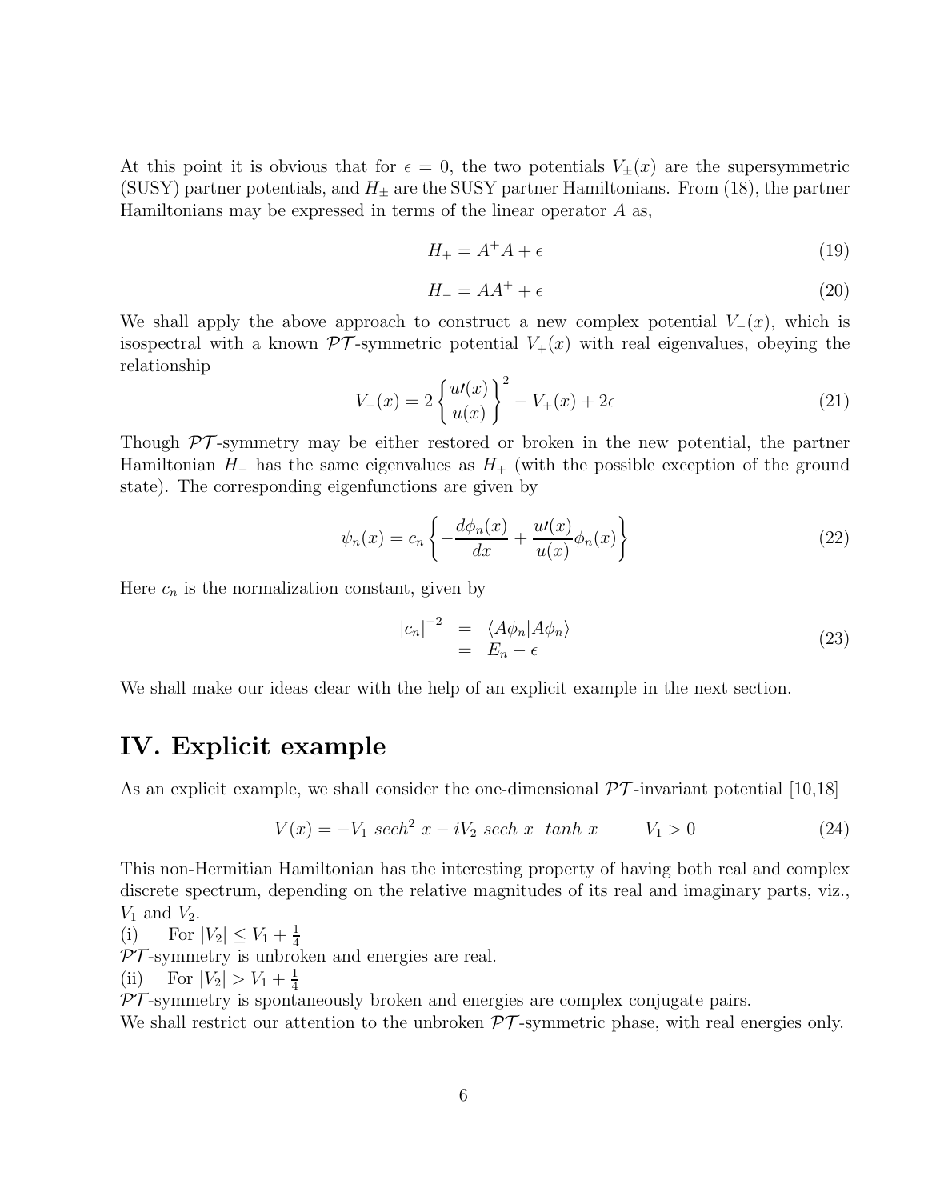At this point it is obvious that for $\epsilon = 0$, the two potentials $V_{\pm}(x)$ are the supersymmetric (SUSY) partner potentials, and $H_{\pm}$ are the SUSY partner Hamiltonians. From (18), the partner Hamiltonians may be expressed in terms of the linear operator $A$ as,

$$H_{+} = A^{+}A + \epsilon \tag{19}$$

$$H_{-} = AA^{+} + \epsilon \tag{20}$$

We shall apply the above approach to construct a new complex potential $V_{-}(x)$, which is isospectral with a known $\mathcal{PT}$-symmetric potential $V_{+}(x)$ with real eigenvalues, obeying the relationship

$$V_{-}(x) = 2\left\{\frac{u\prime(x)}{u(x)}\right\}^{2} - V_{+}(x) + 2\epsilon \tag{21}$$

Though $\mathcal{PT}$-symmetry may be either restored or broken in the new potential, the partner Hamiltonian $H_{-}$ has the same eigenvalues as $H_{+}$ (with the possible exception of the ground state). The corresponding eigenfunctions are given by

$$\psi_n(x) = c_n\left\{-\frac{d\phi_n(x)}{dx} + \frac{u\prime(x)}{u(x)}\phi_n(x)\right\} \tag{22}$$

Here $c_n$ is the normalization constant, given by

$$\begin{aligned} |c_n|^{-2} &= \langle A\phi_n|A\phi_n\rangle \\ &= E_n - \epsilon \end{aligned} \tag{23}$$

We shall make our ideas clear with the help of an explicit example in the next section.

# IV. Explicit example

As an explicit example, we shall consider the one-dimensional $\mathcal{PT}$-invariant potential [10,18]

$$V(x) = -V_1 \; sech^2 \; x - iV_2 \; sech \; x \;\; tanh \; x \qquad V_1 > 0 \tag{24}$$

This non-Hermitian Hamiltonian has the interesting property of having both real and complex discrete spectrum, depending on the relative magnitudes of its real and imaginary parts, viz., $V_1$ and $V_2$.

(i) For $|V_2| \leq V_1 + \frac{1}{4}$

$\mathcal{PT}$-symmetry is unbroken and energies are real.

(ii) For $|V_2| > V_1 + \frac{1}{4}$

$\mathcal{PT}$-symmetry is spontaneously broken and energies are complex conjugate pairs.

We shall restrict our attention to the unbroken $\mathcal{PT}$-symmetric phase, with real energies only.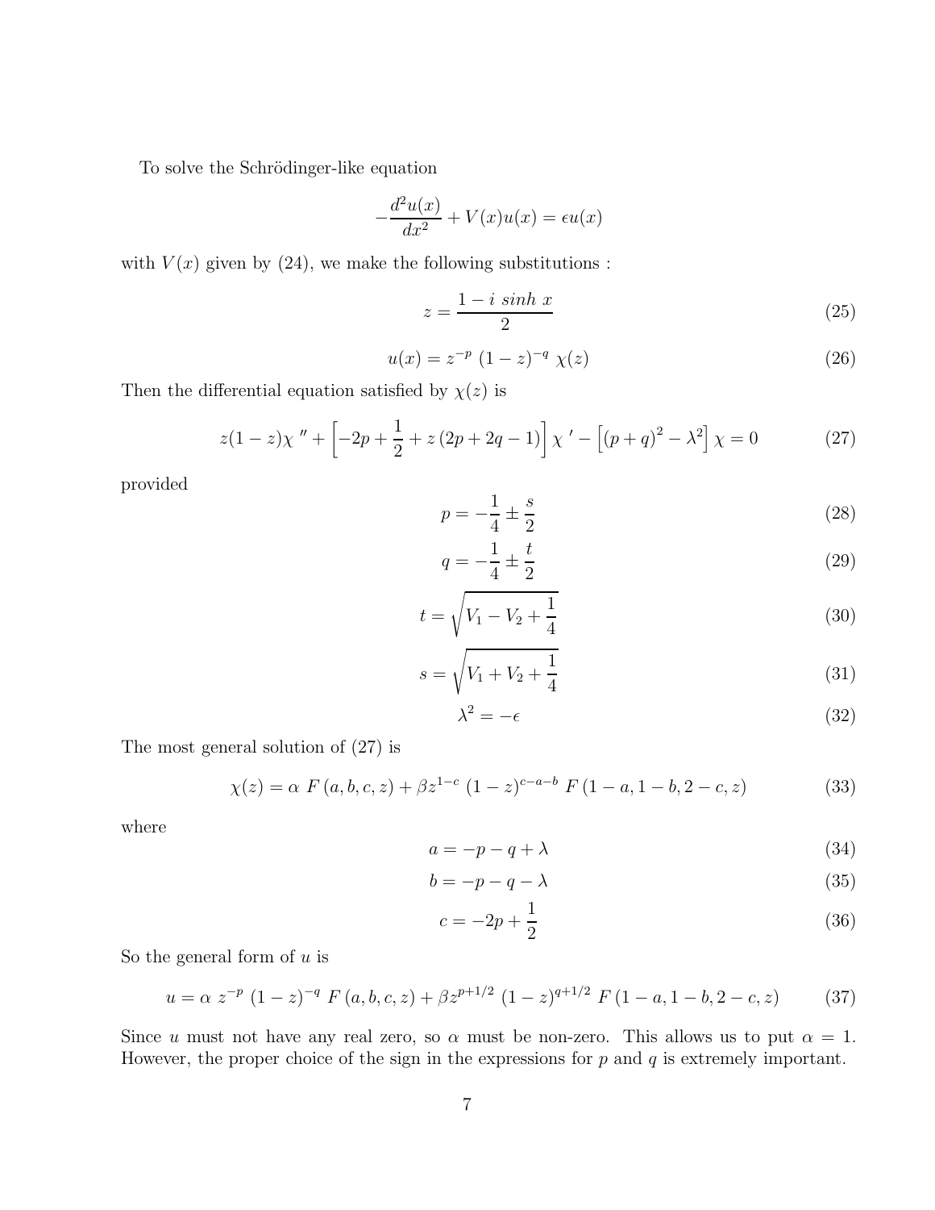To solve the Schrödinger-like equation

$$-\frac{d^2u(x)}{dx^2} + V(x)u(x) = \epsilon u(x)$$

with $V(x)$ given by (24), we make the following substitutions :

$$z = \frac{1 - i \ sinh \ x}{2} \tag{25}$$

$$u(x) = z^{-p} \ (1-z)^{-q} \ \chi(z) \tag{26}$$

Then the differential equation satisfied by $\chi(z)$ is

$$z(1-z)\chi \ '' + \left[-2p + \frac{1}{2} + z\left(2p + 2q - 1\right)\right]\chi \ ' - \left[\left(p+q\right)^2 - \lambda^2\right]\chi = 0 \tag{27}$$

provided

$$p = -\frac{1}{4} \pm \frac{s}{2} \tag{28}$$

$$q = -\frac{1}{4} \pm \frac{t}{2} \tag{29}$$

$$t = \sqrt{V_1 - V_2 + \frac{1}{4}} \tag{30}$$

$$s = \sqrt{V_1 + V_2 + \frac{1}{4}} \tag{31}$$

$$\lambda^2 = -\epsilon \tag{32}$$

The most general solution of (27) is

$$\chi(z) = \alpha \ F\left(a, b, c, z\right) + \beta z^{1-c} \ (1-z)^{c-a-b} \ F\left(1-a, 1-b, 2-c, z\right) \tag{33}$$

where

$$a = -p - q + \lambda \tag{34}$$

$$b = -p - q - \lambda \tag{35}$$

$$c = -2p + \frac{1}{2} \tag{36}$$

So the general form of $u$ is

$$u = \alpha \ z^{-p} \ (1-z)^{-q} \ F\left(a, b, c, z\right) + \beta z^{p+1/2} \ (1-z)^{q+1/2} \ F\left(1-a, 1-b, 2-c, z\right) \tag{37}$$

Since $u$ must not have any real zero, so $\alpha$ must be non-zero. This allows us to put $\alpha = 1$. However, the proper choice of the sign in the expressions for $p$ and $q$ is extremely important.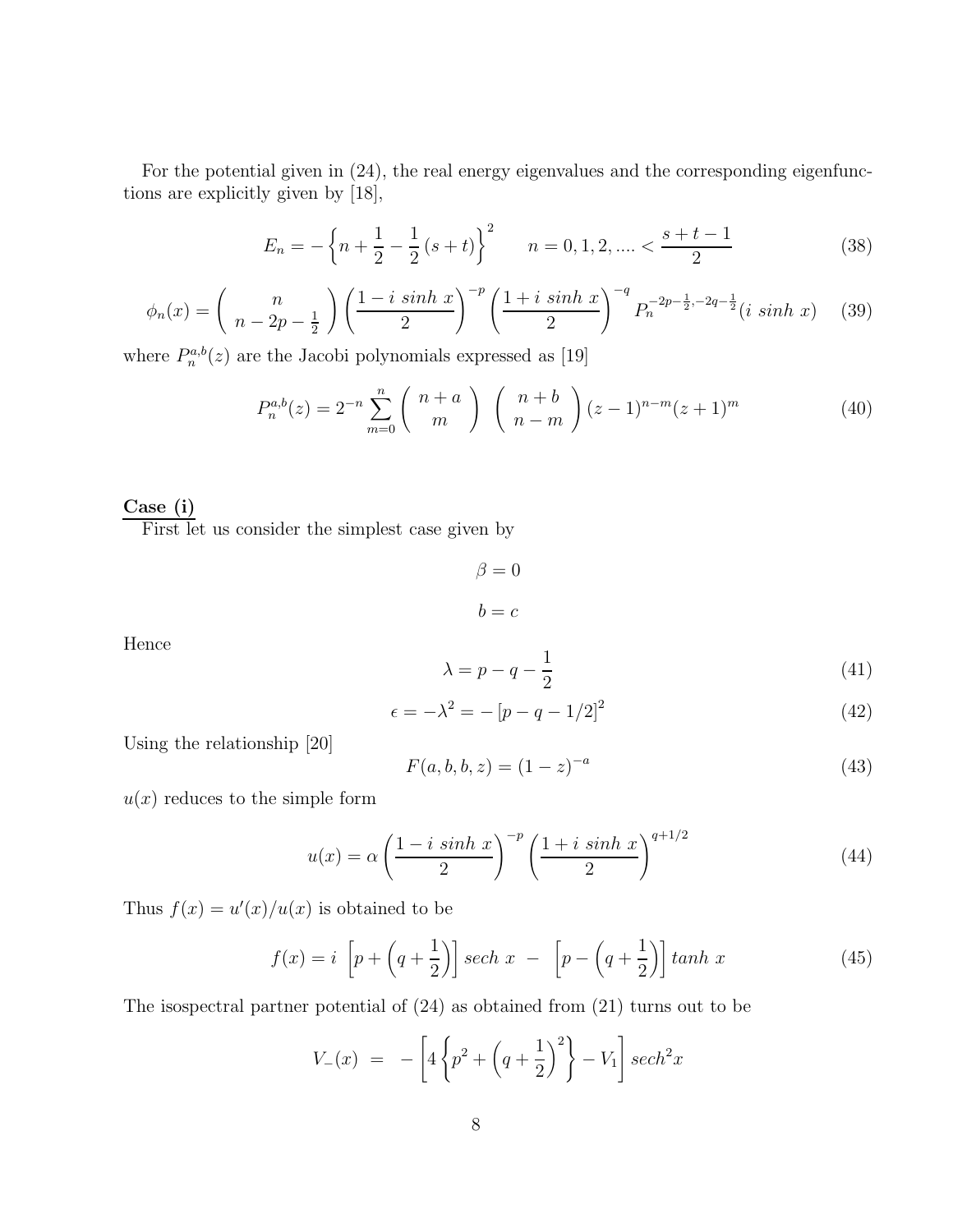For the potential given in (24), the real energy eigenvalues and the corresponding eigenfunctions are explicitly given by [18],

$$E_n = -\left\{n + \frac{1}{2} - \frac{1}{2}(s+t)\right\}^2 \qquad n = 0, 1, 2, .... < \frac{s+t-1}{2} \tag{38}$$

$$\phi_n(x) = \begin{pmatrix} n \\ n - 2p - \frac{1}{2} \end{pmatrix} \left(\frac{1 - i\ sinh\ x}{2}\right)^{-p} \left(\frac{1 + i\ sinh\ x}{2}\right)^{-q} P_n^{-2p-\frac{1}{2}, -2q-\frac{1}{2}}(i\ sinh\ x) \tag{39}$$

where $P_n^{a,b}(z)$ are the Jacobi polynomials expressed as [19]

$$P_n^{a,b}(z) = 2^{-n} \sum_{m=0}^{n} \begin{pmatrix} n+a \\ m \end{pmatrix} \begin{pmatrix} n+b \\ n-m \end{pmatrix} (z-1)^{n-m}(z+1)^m \tag{40}$$

**Case (i)**

First let us consider the simplest case given by

$$\beta = 0$$

$$b = c$$

Hence

$$\lambda = p - q - \frac{1}{2} \tag{41}$$

$$\epsilon = -\lambda^2 = -\left[p - q - 1/2\right]^2 \tag{42}$$

Using the relationship [20]

$$F(a, b, b, z) = (1 - z)^{-a} \tag{43}$$

$u(x)$ reduces to the simple form

$$u(x) = \alpha \left(\frac{1 - i\ sinh\ x}{2}\right)^{-p} \left(\frac{1 + i\ sinh\ x}{2}\right)^{q+1/2} \tag{44}$$

Thus $f(x) = u'(x)/u(x)$ is obtained to be

$$f(x) = i\ \left[p + \left(q + \frac{1}{2}\right)\right] sech\ x\ -\ \left[p - \left(q + \frac{1}{2}\right)\right] tanh\ x \tag{45}$$

The isospectral partner potential of (24) as obtained from (21) turns out to be

$$V_-(x) \ = \ -\left[4\left\{p^2 + \left(q + \frac{1}{2}\right)^2\right\} - V_1\right] sech^2 x$$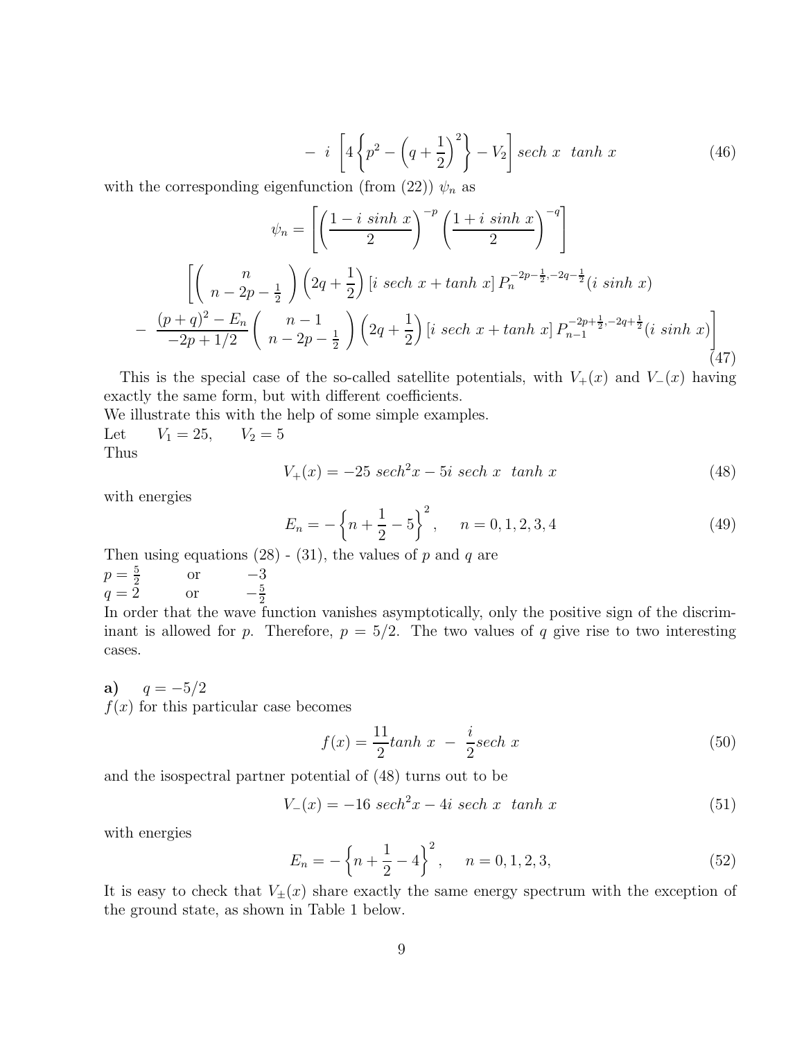$$- \; i \; \left[ 4 \left\{ p^2 - \left( q + \frac{1}{2} \right)^2 \right\} - V_2 \right] sech \; x \;\; tanh \; x \tag{46}$$

with the corresponding eigenfunction (from (22)) $\psi_n$ as

$$\psi_n = \left[ \left( \frac{1 - i \; sinh \; x}{2} \right)^{-p} \left( \frac{1 + i \; sinh \; x}{2} \right)^{-q} \right]$$

$$\left[ \left( \begin{array}{c} n \\ n - 2p - \frac{1}{2} \end{array} \right) \left( 2q + \frac{1}{2} \right) [i \; sech \; x + tanh \; x] \, P_n^{-2p - \frac{1}{2}, -2q - \frac{1}{2}}(i \; sinh \; x) \right.$$

$$\left. - \; \frac{(p+q)^2 - E_n}{-2p + 1/2} \left( \begin{array}{c} n - 1 \\ n - 2p - \frac{1}{2} \end{array} \right) \left( 2q + \frac{1}{2} \right) [i \; sech \; x + tanh \; x] \, P_{n-1}^{-2p + \frac{1}{2}, -2q + \frac{1}{2}}(i \; sinh \; x) \right] \tag{47}$$

This is the special case of the so-called satellite potentials, with $V_+(x)$ and $V_-(x)$ having exactly the same form, but with different coefficients.
We illustrate this with the help of some simple examples.
Let $\quad V_1 = 25, \quad V_2 = 5$
Thus

$$V_+(x) = -25 \; sech^2 x - 5i \; sech \; x \;\; tanh \; x \tag{48}$$

with energies

$$E_n = - \left\{ n + \frac{1}{2} - 5 \right\}^2, \quad n = 0, 1, 2, 3, 4 \tag{49}$$

Then using equations (28) - (31), the values of $p$ and $q$ are
$p = \frac{5}{2}$ or $-3$
$q = 2$ or $-\frac{5}{2}$
In order that the wave function vanishes asymptotically, only the positive sign of the discriminant is allowed for $p$. Therefore, $p = 5/2$. The two values of $q$ give rise to two interesting cases.

**a)** $\quad q = -5/2$
$f(x)$ for this particular case becomes

$$f(x) = \frac{11}{2} tanh \; x \; - \; \frac{i}{2} sech \; x \tag{50}$$

and the isospectral partner potential of (48) turns out to be

$$V_-(x) = -16 \; sech^2 x - 4i \; sech \; x \;\; tanh \; x \tag{51}$$

with energies

$$E_n = - \left\{ n + \frac{1}{2} - 4 \right\}^2, \quad n = 0, 1, 2, 3, \tag{52}$$

It is easy to check that $V_\pm(x)$ share exactly the same energy spectrum with the exception of the ground state, as shown in Table 1 below.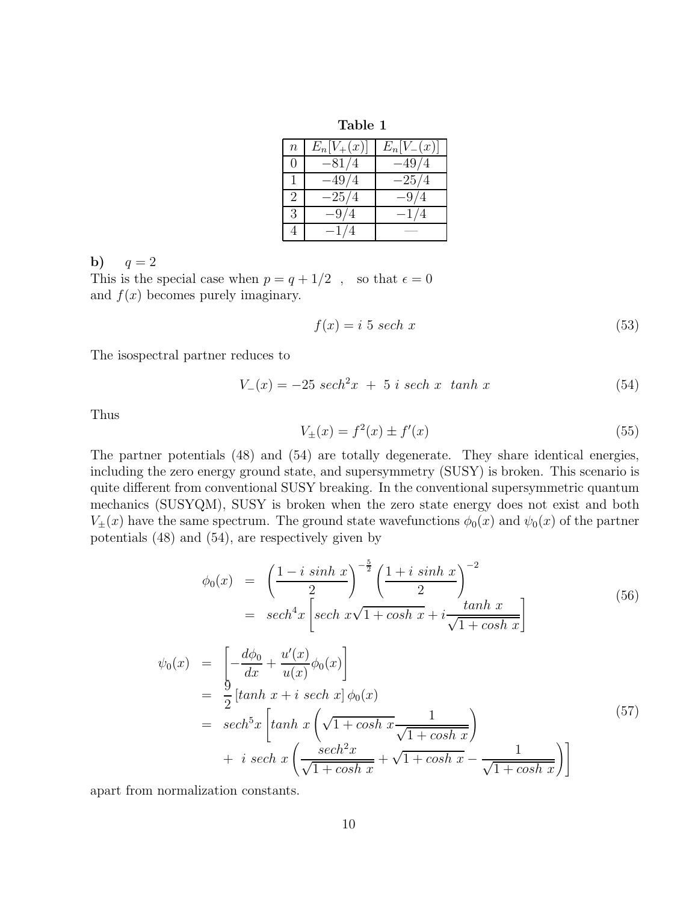**Table 1**

| $n$ | $E_n[V_+(x)]$ | $E_n[V_-(x)]$ |
|---|---|---|
| 0 | $-81/4$ | $-49/4$ |
| 1 | $-49/4$ | $-25/4$ |
| 2 | $-25/4$ | $-9/4$ |
| 3 | $-9/4$ | $-1/4$ |
| 4 | $-1/4$ | — |

**b)** $q = 2$

This is the special case when $p = q + 1/2$ , so that $\epsilon = 0$ and $f(x)$ becomes purely imaginary.

$$f(x) = i\ 5\ sech\ x \tag{53}$$

The isospectral partner reduces to

$$V_-(x) = -25\ sech^2 x\ +\ 5\ i\ sech\ x\ \ tanh\ x \tag{54}$$

Thus

$$V_\pm(x) = f^2(x) \pm f'(x) \tag{55}$$

The partner potentials (48) and (54) are totally degenerate. They share identical energies, including the zero energy ground state, and supersymmetry (SUSY) is broken. This scenario is quite different from conventional SUSY breaking. In the conventional supersymmetric quantum mechanics (SUSYQM), SUSY is broken when the zero state energy does not exist and both $V_\pm(x)$ have the same spectrum. The ground state wavefunctions $\phi_0(x)$ and $\psi_0(x)$ of the partner potentials (48) and (54), are respectively given by

$$\begin{aligned}
\phi_0(x) &= \left(\frac{1 - i\ sinh\ x}{2}\right)^{-\frac{5}{2}} \left(\frac{1 + i\ sinh\ x}{2}\right)^{-2} \\
&= sech^4 x \left[ sech\ x \sqrt{1 + cosh\ x} + i \frac{tanh\ x}{\sqrt{1 + cosh\ x}} \right]
\end{aligned} \tag{56}$$

$$\begin{aligned}
\psi_0(x) &= \left[ -\frac{d\phi_0}{dx} + \frac{u'(x)}{u(x)} \phi_0(x) \right] \\
&= \frac{9}{2} \left[ tanh\ x + i\ sech\ x \right] \phi_0(x) \\
&= sech^5 x \left[ tanh\ x \left( \sqrt{1 + cosh\ x} \frac{1}{\sqrt{1 + cosh\ x}} \right) \right. \\
&\quad \left. +\ i\ sech\ x \left( \frac{sech^2 x}{\sqrt{1 + cosh\ x}} + \sqrt{1 + cosh\ x} - \frac{1}{\sqrt{1 + cosh\ x}} \right) \right]
\end{aligned} \tag{57}$$

apart from normalization constants.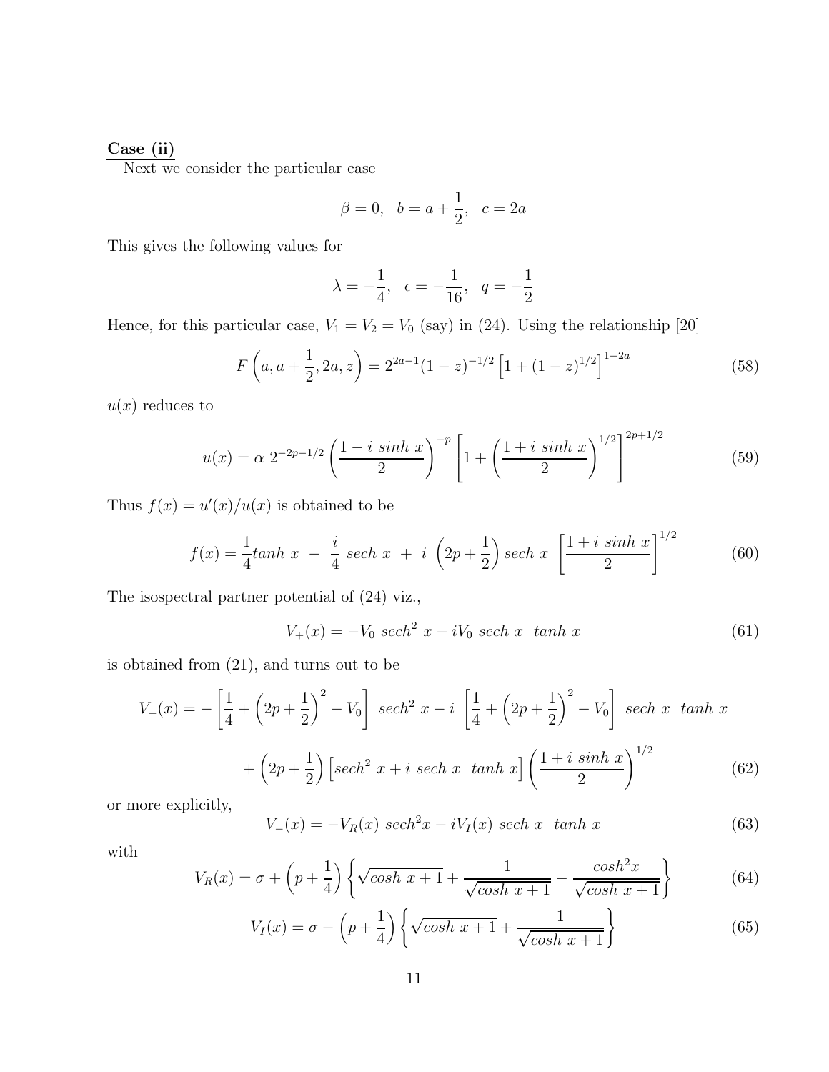**Case (ii)**

Next we consider the particular case

$$\beta = 0, \quad b = a + \frac{1}{2}, \quad c = 2a$$

This gives the following values for

$$\lambda = -\frac{1}{4}, \quad \epsilon = -\frac{1}{16}, \quad q = -\frac{1}{2}$$

Hence, for this particular case, $V_1 = V_2 = V_0$ (say) in (24). Using the relationship [20]

$$F\left(a, a + \frac{1}{2}, 2a, z\right) = 2^{2a-1}(1-z)^{-1/2}\left[1 + (1-z)^{1/2}\right]^{1-2a} \tag{58}$$

$u(x)$ reduces to

$$u(x) = \alpha \; 2^{-2p-1/2}\left(\frac{1 - i \; sinh \; x}{2}\right)^{-p}\left[1 + \left(\frac{1 + i \; sinh \; x}{2}\right)^{1/2}\right]^{2p+1/2} \tag{59}$$

Thus $f(x) = u'(x)/u(x)$ is obtained to be

$$f(x) = \frac{1}{4} tanh \; x \; - \; \frac{i}{4} \; sech \; x \; + \; i \; \left(2p + \frac{1}{2}\right) sech \; x \; \left[\frac{1 + i \; sinh \; x}{2}\right]^{1/2} \tag{60}$$

The isospectral partner potential of (24) viz.,

$$V_+(x) = -V_0 \; sech^2 \; x - iV_0 \; sech \; x \;\; tanh \; x \tag{61}$$

is obtained from (21), and turns out to be

$$V_-(x) = -\left[\frac{1}{4} + \left(2p + \frac{1}{2}\right)^2 - V_0\right] \; sech^2 \; x - i \; \left[\frac{1}{4} + \left(2p + \frac{1}{2}\right)^2 - V_0\right] \; sech \; x \;\; tanh \; x$$

$$+ \left(2p + \frac{1}{2}\right)\left[sech^2 \; x + i \; sech \; x \;\; tanh \; x\right]\left(\frac{1 + i \; sinh \; x}{2}\right)^{1/2} \tag{62}$$

or more explicitly,

$$V_-(x) = -V_R(x) \; sech^2 x - iV_I(x) \; sech \; x \;\; tanh \; x \tag{63}$$

with

$$V_R(x) = \sigma + \left(p + \frac{1}{4}\right)\left\{\sqrt{cosh \; x + 1} + \frac{1}{\sqrt{cosh \; x + 1}} - \frac{cosh^2 x}{\sqrt{cosh \; x + 1}}\right\} \tag{64}$$

$$V_I(x) = \sigma - \left(p + \frac{1}{4}\right)\left\{\sqrt{cosh \; x + 1} + \frac{1}{\sqrt{cosh \; x + 1}}\right\} \tag{65}$$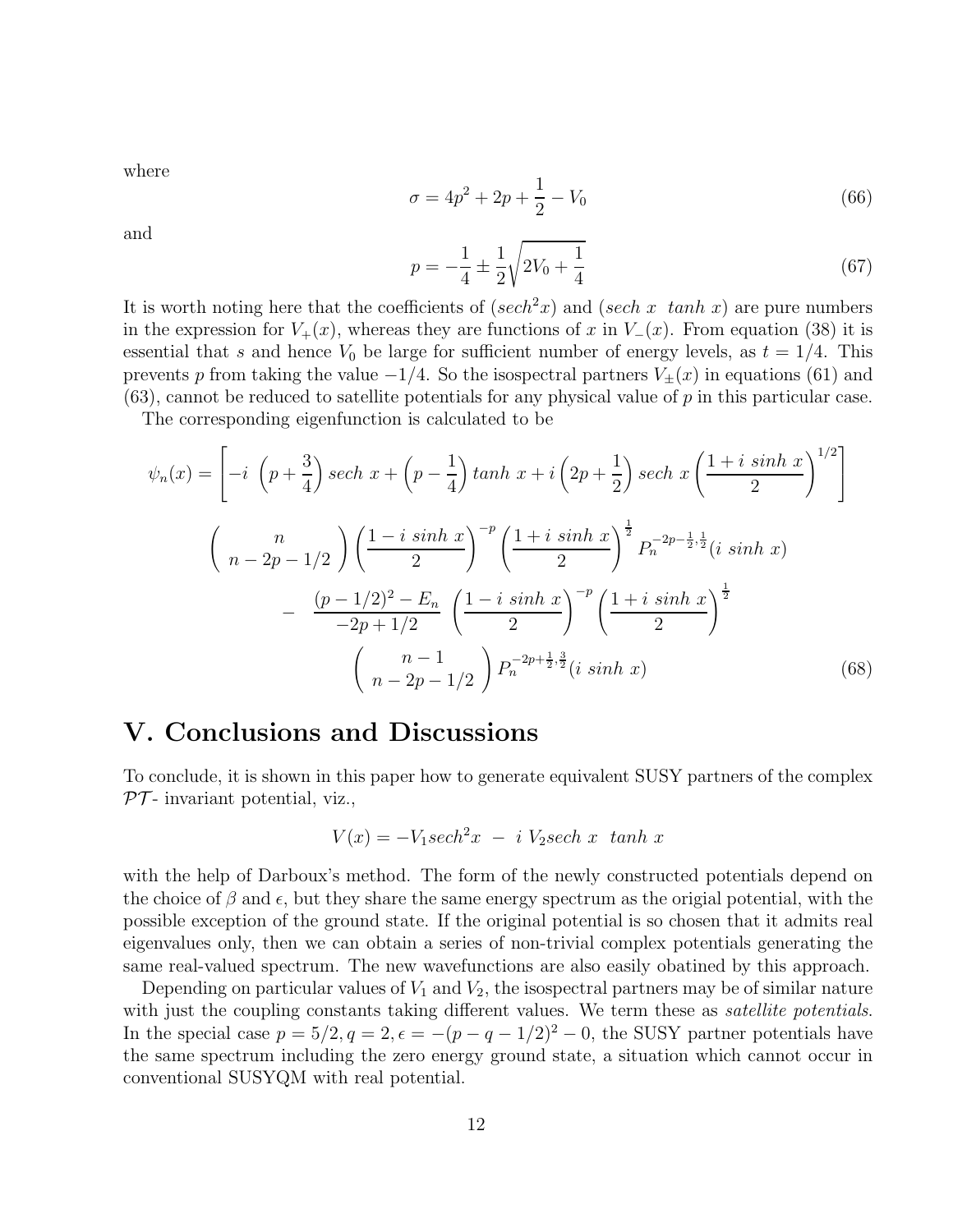where

$$\sigma = 4p^2 + 2p + \frac{1}{2} - V_0 \tag{66}$$

and

$$p = -\frac{1}{4} \pm \frac{1}{2}\sqrt{2V_0 + \frac{1}{4}} \tag{67}$$

It is worth noting here that the coefficients of $(sech^2 x)$ and $(sech\ x\ \ tanh\ x)$ are pure numbers in the expression for $V_+(x)$, whereas they are functions of $x$ in $V_-(x)$. From equation (38) it is essential that $s$ and hence $V_0$ be large for sufficient number of energy levels, as $t = 1/4$. This prevents $p$ from taking the value $-1/4$. So the isospectral partners $V_\pm(x)$ in equations (61) and (63), cannot be reduced to satellite potentials for any physical value of $p$ in this particular case.

The corresponding eigenfunction is calculated to be

$$\begin{aligned}
\psi_n(x) = &\left[ -i\ \left(p + \frac{3}{4}\right) sech\ x + \left(p - \frac{1}{4}\right) tanh\ x + i \left(2p + \frac{1}{2}\right) sech\ x \left( \frac{1 + i\ sinh\ x}{2} \right)^{1/2} \right] \\
&\left( \begin{array}{c} n \\ n - 2p - 1/2 \end{array} \right) \left( \frac{1 - i\ sinh\ x}{2} \right)^{-p} \left( \frac{1 + i\ sinh\ x}{2} \right)^{\frac{1}{2}} P_n^{-2p-\frac{1}{2},\frac{1}{2}}(i\ sinh\ x) \\
&- \ \frac{(p - 1/2)^2 - E_n}{-2p + 1/2} \ \left( \frac{1 - i\ sinh\ x}{2} \right)^{-p} \left( \frac{1 + i\ sinh\ x}{2} \right)^{\frac{1}{2}} \\
&\left( \begin{array}{c} n - 1 \\ n - 2p - 1/2 \end{array} \right) P_n^{-2p+\frac{1}{2},\frac{3}{2}}(i\ sinh\ x)
\end{aligned} \tag{68}$$

# V. Conclusions and Discussions

To conclude, it is shown in this paper how to generate equivalent SUSY partners of the complex $\mathcal{PT}$- invariant potential, viz.,

$$V(x) = -V_1 sech^2 x \ - \ i\ V_2 sech\ x\ \ tanh\ x$$

with the help of Darboux's method. The form of the newly constructed potentials depend on the choice of $\beta$ and $\epsilon$, but they share the same energy spectrum as the origial potential, with the possible exception of the ground state. If the original potential is so chosen that it admits real eigenvalues only, then we can obtain a series of non-trivial complex potentials generating the same real-valued spectrum. The new wavefunctions are also easily obatined by this approach.

Depending on particular values of $V_1$ and $V_2$, the isospectral partners may be of similar nature with just the coupling constants taking different values. We term these as *satellite potentials*. In the special case $p = 5/2, q = 2, \epsilon = -(p - q - 1/2)^2 - 0$, the SUSY partner potentials have the same spectrum including the zero energy ground state, a situation which cannot occur in conventional SUSYQM with real potential.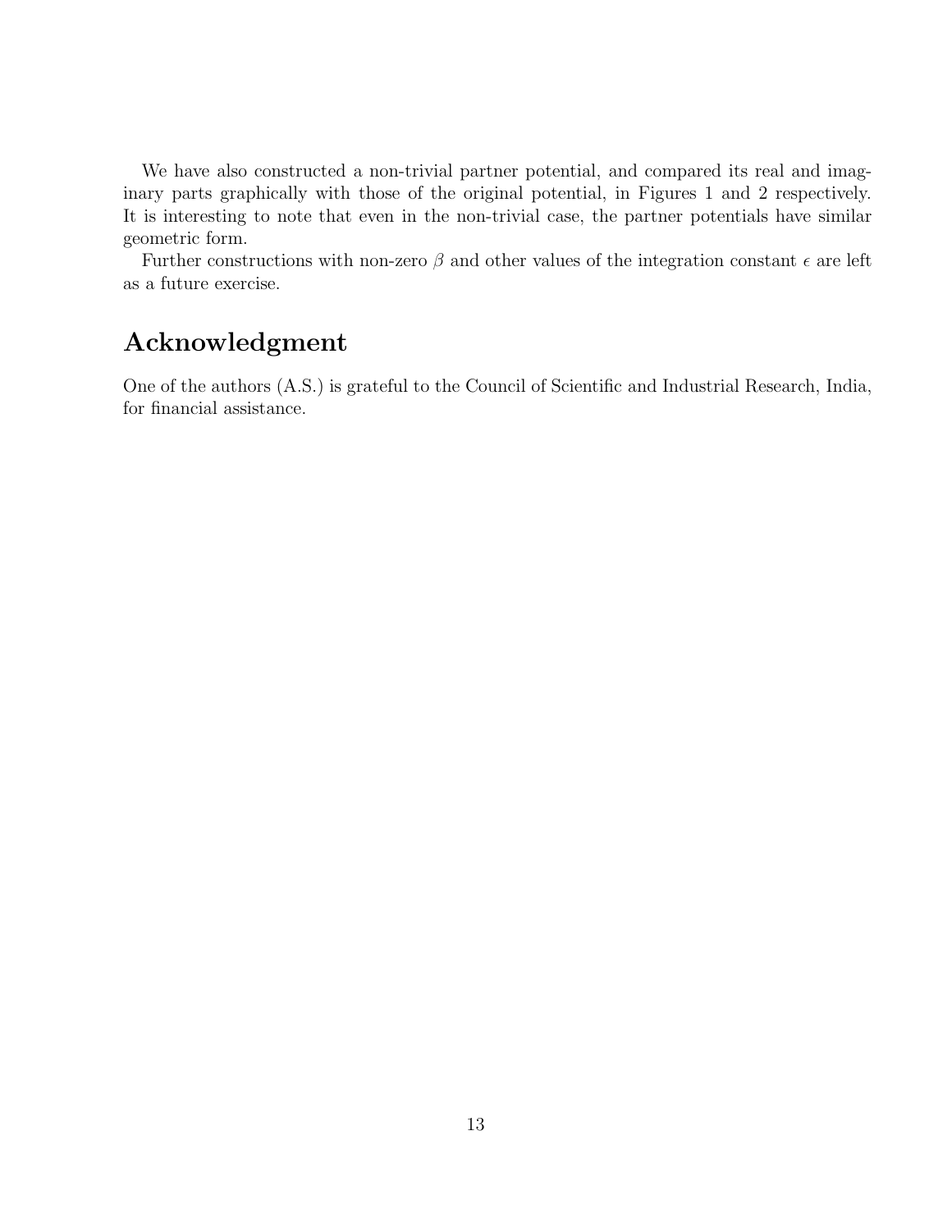We have also constructed a non-trivial partner potential, and compared its real and imaginary parts graphically with those of the original potential, in Figures 1 and 2 respectively. It is interesting to note that even in the non-trivial case, the partner potentials have similar geometric form.

Further constructions with non-zero $\beta$ and other values of the integration constant $\epsilon$ are left as a future exercise.

## Acknowledgment

One of the authors (A.S.) is grateful to the Council of Scientific and Industrial Research, India, for financial assistance.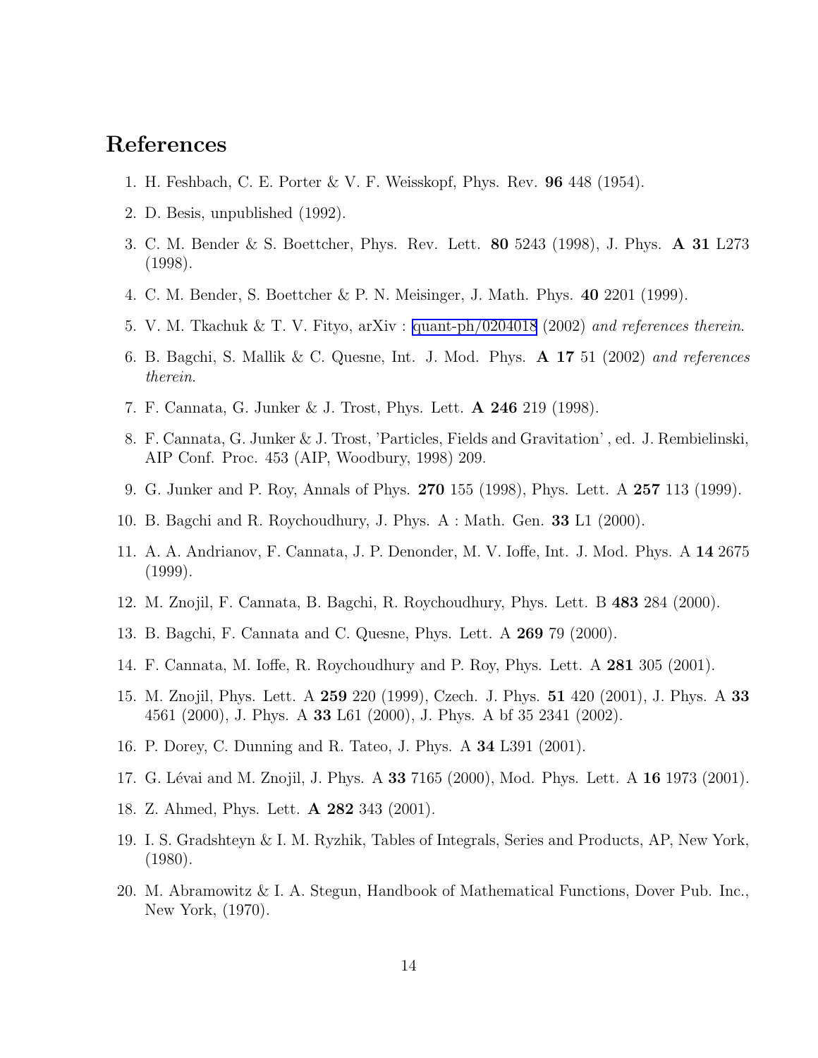## References

1. H. Feshbach, C. E. Porter & V. F. Weisskopf, Phys. Rev. **96** 448 (1954).
2. D. Besis, unpublished (1992).
3. C. M. Bender & S. Boettcher, Phys. Rev. Lett. **80** 5243 (1998), J. Phys. **A 31** L273 (1998).
4. C. M. Bender, S. Boettcher & P. N. Meisinger, J. Math. Phys. **40** 2201 (1999).
5. V. M. Tkachuk & T. V. Fityo, arXiv : quant-ph/0204018 (2002) *and references therein*.
6. B. Bagchi, S. Mallik & C. Quesne, Int. J. Mod. Phys. **A 17** 51 (2002) *and references therein*.
7. F. Cannata, G. Junker & J. Trost, Phys. Lett. **A 246** 219 (1998).
8. F. Cannata, G. Junker & J. Trost, 'Particles, Fields and Gravitation' , ed. J. Rembielinski, AIP Conf. Proc. 453 (AIP, Woodbury, 1998) 209.
9. G. Junker and P. Roy, Annals of Phys. **270** 155 (1998), Phys. Lett. A **257** 113 (1999).
10. B. Bagchi and R. Roychoudhury, J. Phys. A : Math. Gen. **33** L1 (2000).
11. A. A. Andrianov, F. Cannata, J. P. Denonder, M. V. Ioffe, Int. J. Mod. Phys. A **14** 2675 (1999).
12. M. Znojil, F. Cannata, B. Bagchi, R. Roychoudhury, Phys. Lett. B **483** 284 (2000).
13. B. Bagchi, F. Cannata and C. Quesne, Phys. Lett. A **269** 79 (2000).
14. F. Cannata, M. Ioffe, R. Roychoudhury and P. Roy, Phys. Lett. A **281** 305 (2001).
15. M. Znojil, Phys. Lett. A **259** 220 (1999), Czech. J. Phys. **51** 420 (2001), J. Phys. A **33** 4561 (2000), J. Phys. A **33** L61 (2000), J. Phys. A bf 35 2341 (2002).
16. P. Dorey, C. Dunning and R. Tateo, J. Phys. A **34** L391 (2001).
17. G. Lévai and M. Znojil, J. Phys. A **33** 7165 (2000), Mod. Phys. Lett. A **16** 1973 (2001).
18. Z. Ahmed, Phys. Lett. **A 282** 343 (2001).
19. I. S. Gradshteyn & I. M. Ryzhik, Tables of Integrals, Series and Products, AP, New York, (1980).
20. M. Abramowitz & I. A. Stegun, Handbook of Mathematical Functions, Dover Pub. Inc., New York, (1970).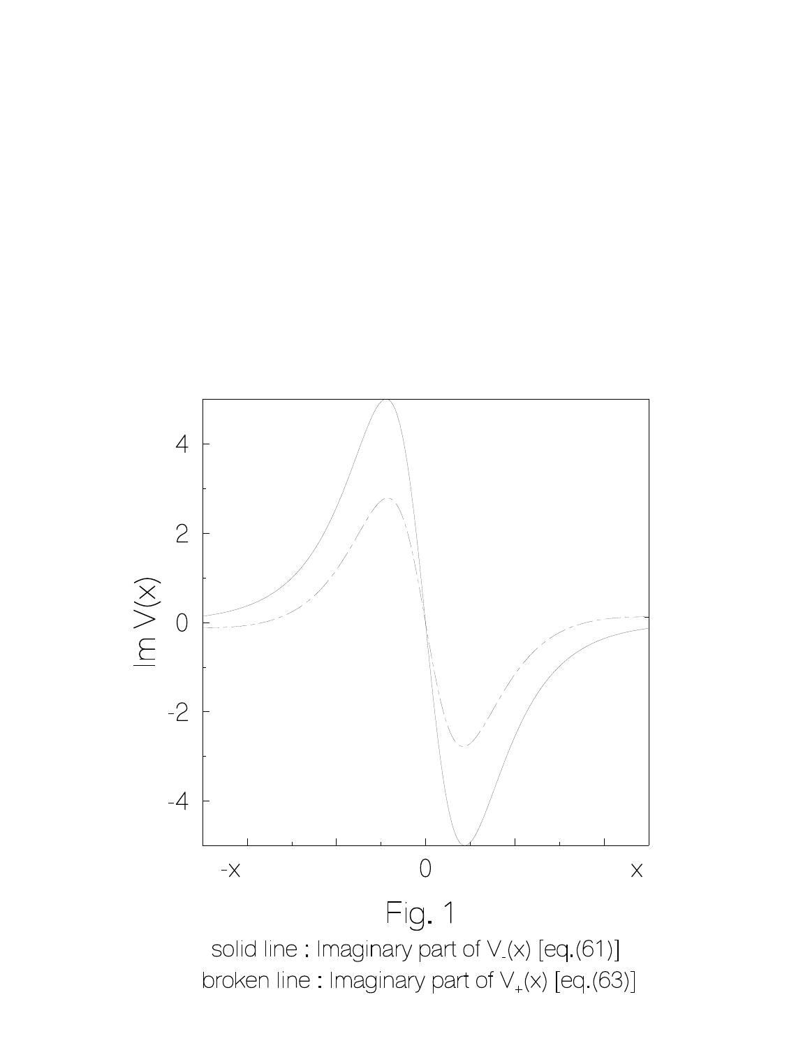Fig. 1

solid line : Imaginary part of $V_-(x)$ [eq.(61)]

broken line : Imaginary part of $V_+(x)$ [eq.(63)]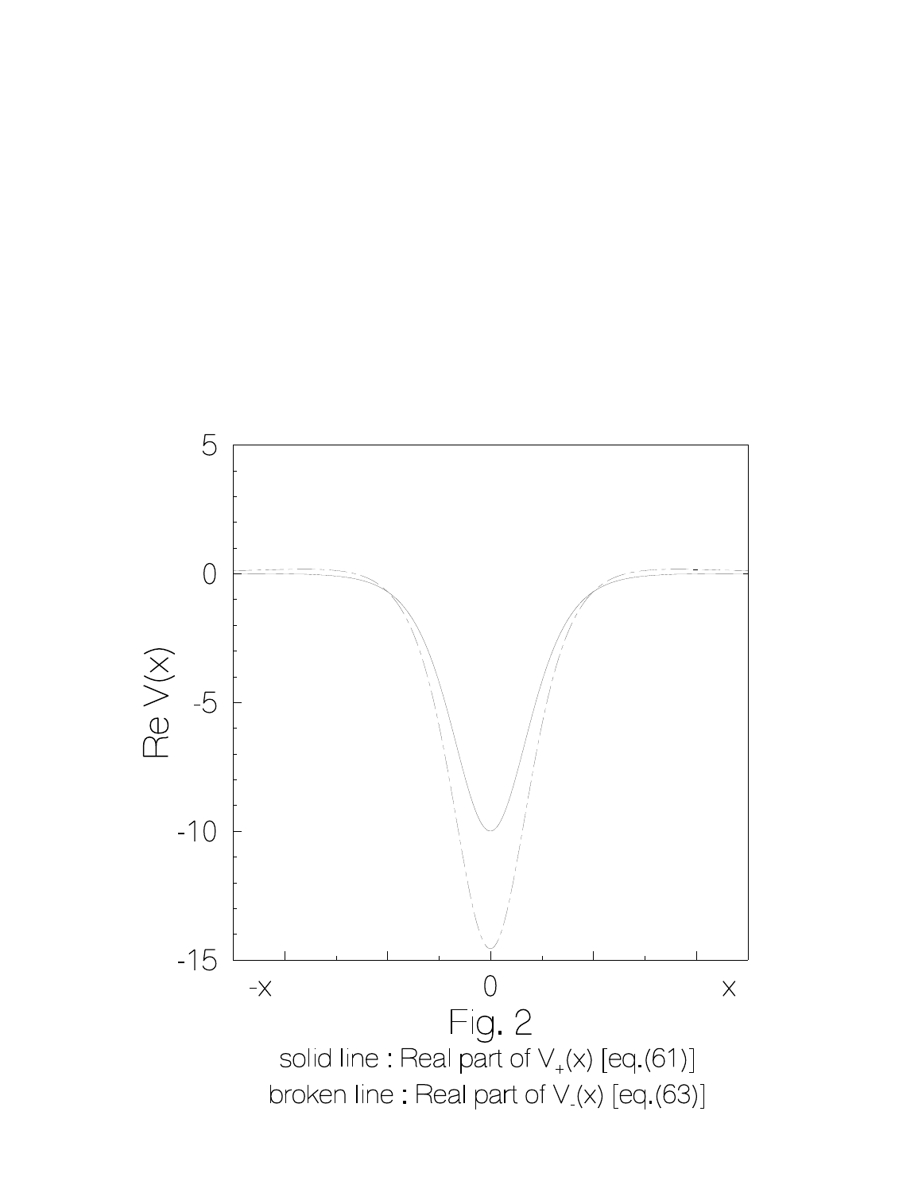5

0

-5

Re V(x)

-10

-15

-x

0

x

Fig. 2

solid line : Real part of $V_+(x)$ [eq.(61)]

broken line : Real part of $V_-(x)$ [eq.(63)]